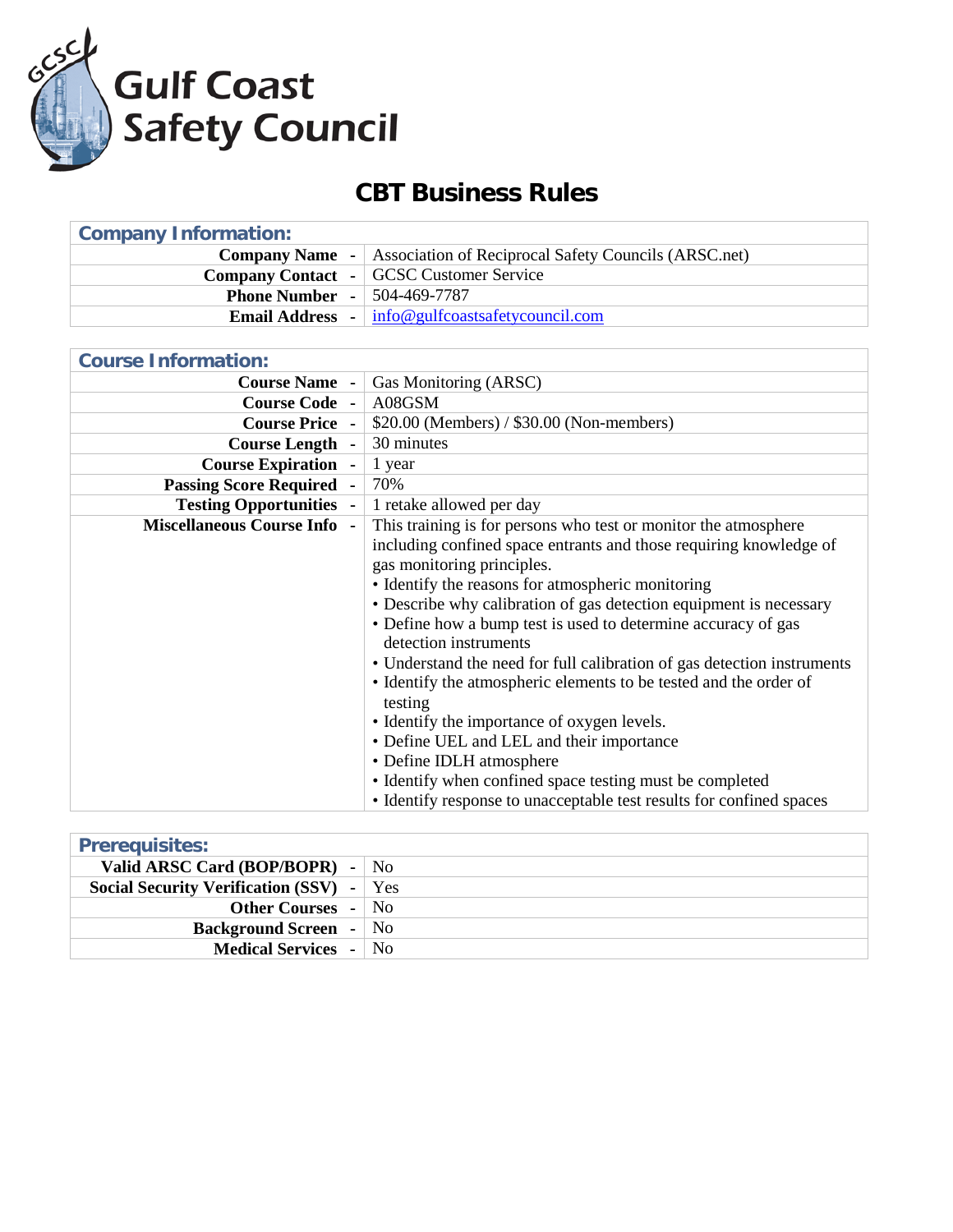Gulf Coast Safety Council

# CBT Business Rules

| Company Information: | |
|---|---|
| **Company Name** - | Association of Reciprocal Safety Councils (ARSC.net) |
| **Company Contact** - | GCSC Customer Service |
| **Phone Number** - | 504-469-7787 |
| **Email Address** - | info@gulfcoastsafetycouncil.com |

| Course Information: | |
|---|---|
| **Course Name** - | Gas Monitoring (ARSC) |
| **Course Code** - | A08GSM |
| **Course Price** - | $20.00 (Members) / $30.00 (Non-members) |
| **Course Length** - | 30 minutes |
| **Course Expiration** - | 1 year |
| **Passing Score Required** - | 70% |
| **Testing Opportunities** - | 1 retake allowed per day |
| **Miscellaneous Course Info** - | This training is for persons who test or monitor the atmosphere including confined space entrants and those requiring knowledge of gas monitoring principles.<br>• Identify the reasons for atmospheric monitoring<br>• Describe why calibration of gas detection equipment is necessary<br>• Define how a bump test is used to determine accuracy of gas detection instruments<br>• Understand the need for full calibration of gas detection instruments<br>• Identify the atmospheric elements to be tested and the order of testing<br>• Identify the importance of oxygen levels.<br>• Define UEL and LEL and their importance<br>• Define IDLH atmosphere<br>• Identify when confined space testing must be completed<br>• Identify response to unacceptable test results for confined spaces |

| Prerequisites: | |
|---|---|
| **Valid ARSC Card (BOP/BOPR)** - | No |
| **Social Security Verification (SSV)** - | Yes |
| **Other Courses** - | No |
| **Background Screen** - | No |
| **Medical Services** - | No |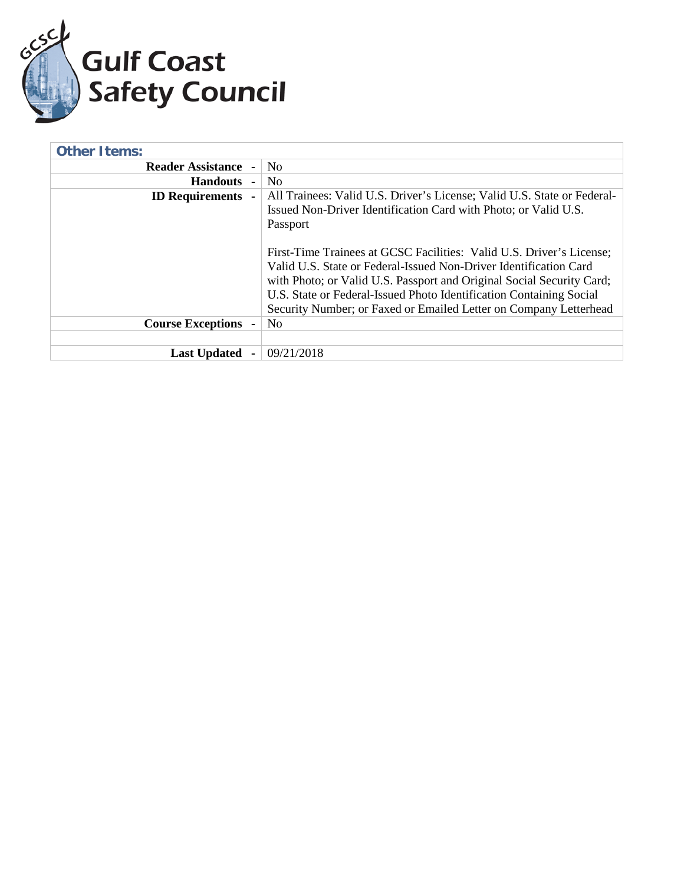Gulf Coast Safety Council

| Other Items: | |
|---|---|
| **Reader Assistance** - | No |
| **Handouts** - | No |
| **ID Requirements** - | All Trainees: Valid U.S. Driver's License; Valid U.S. State or Federal-Issued Non-Driver Identification Card with Photo; or Valid U.S. Passport<br><br>First-Time Trainees at GCSC Facilities: Valid U.S. Driver's License; Valid U.S. State or Federal-Issued Non-Driver Identification Card with Photo; or Valid U.S. Passport and Original Social Security Card; U.S. State or Federal-Issued Photo Identification Containing Social Security Number; or Faxed or Emailed Letter on Company Letterhead |
| **Course Exceptions** - | No |
| | |
| **Last Updated** - | 09/21/2018 |